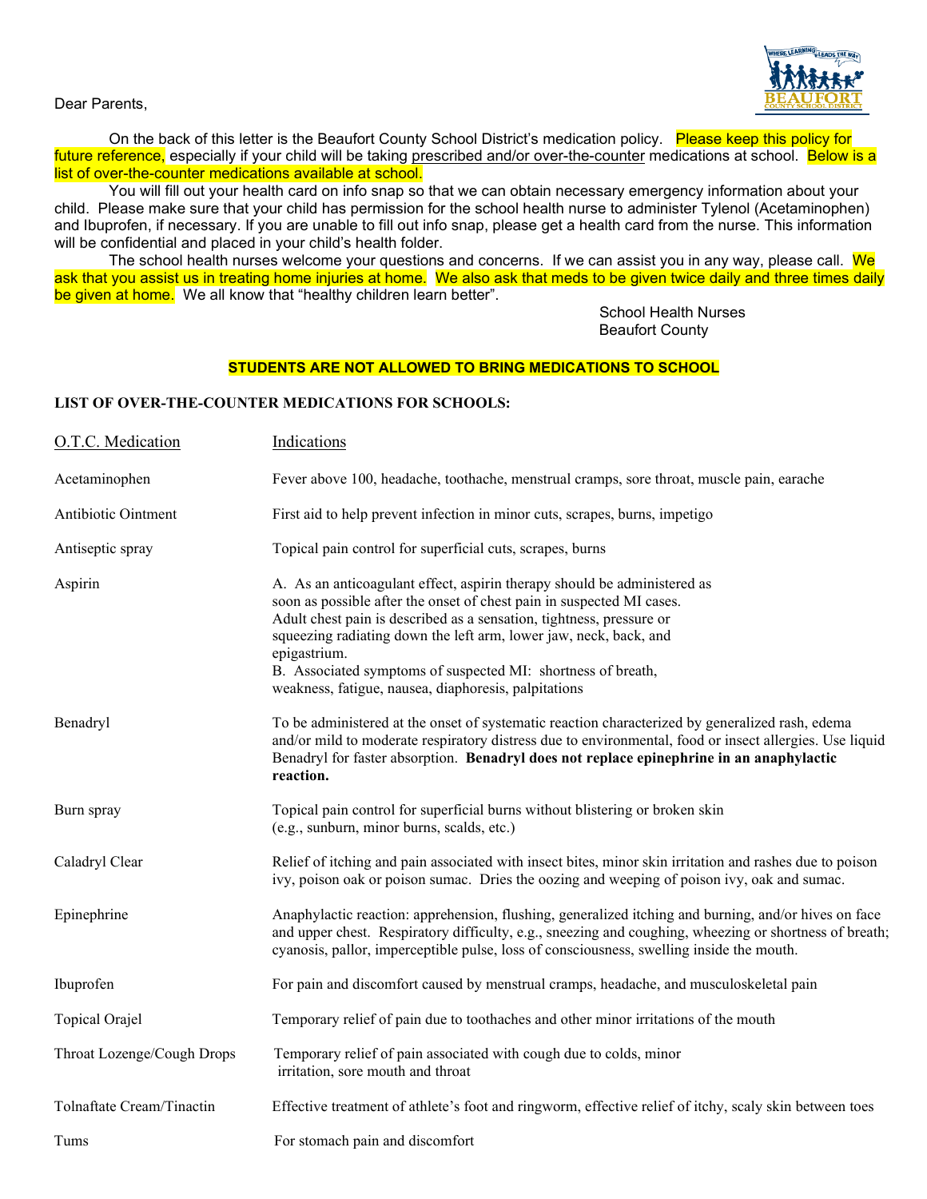Dear Parents,

On the back of this letter is the Beaufort County School District's medication policy. Please keep this policy for future reference, especially if your child will be taking prescribed and/or over-the-counter medications at school. Below is a list of over-the-counter medications available at school.

You will fill out your health card on info snap so that we can obtain necessary emergency information about your child. Please make sure that your child has permission for the school health nurse to administer Tylenol (Acetaminophen) and Ibuprofen, if necessary. If you are unable to fill out info snap, please get a health card from the nurse. This information will be confidential and placed in your child's health folder.

The school health nurses welcome your questions and concerns. If we can assist you in any way, please call. We ask that you assist us in treating home injuries at home. We also ask that meds to be given twice daily and three times daily be given at home. We all know that "healthy children learn better".

School Health Nurses
Beaufort County

**STUDENTS ARE NOT ALLOWED TO BRING MEDICATIONS TO SCHOOL**

**LIST OF OVER-THE-COUNTER MEDICATIONS FOR SCHOOLS:**

| O.T.C. Medication | Indications |
|---|---|
| Acetaminophen | Fever above 100, headache, toothache, menstrual cramps, sore throat, muscle pain, earache |
| Antibiotic Ointment | First aid to help prevent infection in minor cuts, scrapes, burns, impetigo |
| Antiseptic spray | Topical pain control for superficial cuts, scrapes, burns |
| Aspirin | A. As an anticoagulant effect, aspirin therapy should be administered as soon as possible after the onset of chest pain in suspected MI cases. Adult chest pain is described as a sensation, tightness, pressure or squeezing radiating down the left arm, lower jaw, neck, back, and epigastrium.<br>B. Associated symptoms of suspected MI: shortness of breath, weakness, fatigue, nausea, diaphoresis, palpitations |
| Benadryl | To be administered at the onset of systematic reaction characterized by generalized rash, edema and/or mild to moderate respiratory distress due to environmental, food or insect allergies. Use liquid Benadryl for faster absorption. **Benadryl does not replace epinephrine in an anaphylactic reaction.** |
| Burn spray | Topical pain control for superficial burns without blistering or broken skin (e.g., sunburn, minor burns, scalds, etc.) |
| Caladryl Clear | Relief of itching and pain associated with insect bites, minor skin irritation and rashes due to poison ivy, poison oak or poison sumac. Dries the oozing and weeping of poison ivy, oak and sumac. |
| Epinephrine | Anaphylactic reaction: apprehension, flushing, generalized itching and burning, and/or hives on face and upper chest. Respiratory difficulty, e.g., sneezing and coughing, wheezing or shortness of breath; cyanosis, pallor, imperceptible pulse, loss of consciousness, swelling inside the mouth. |
| Ibuprofen | For pain and discomfort caused by menstrual cramps, headache, and musculoskeletal pain |
| Topical Orajel | Temporary relief of pain due to toothaches and other minor irritations of the mouth |
| Throat Lozenge/Cough Drops | Temporary relief of pain associated with cough due to colds, minor irritation, sore mouth and throat |
| Tolnaftate Cream/Tinactin | Effective treatment of athlete's foot and ringworm, effective relief of itchy, scaly skin between toes |
| Tums | For stomach pain and discomfort |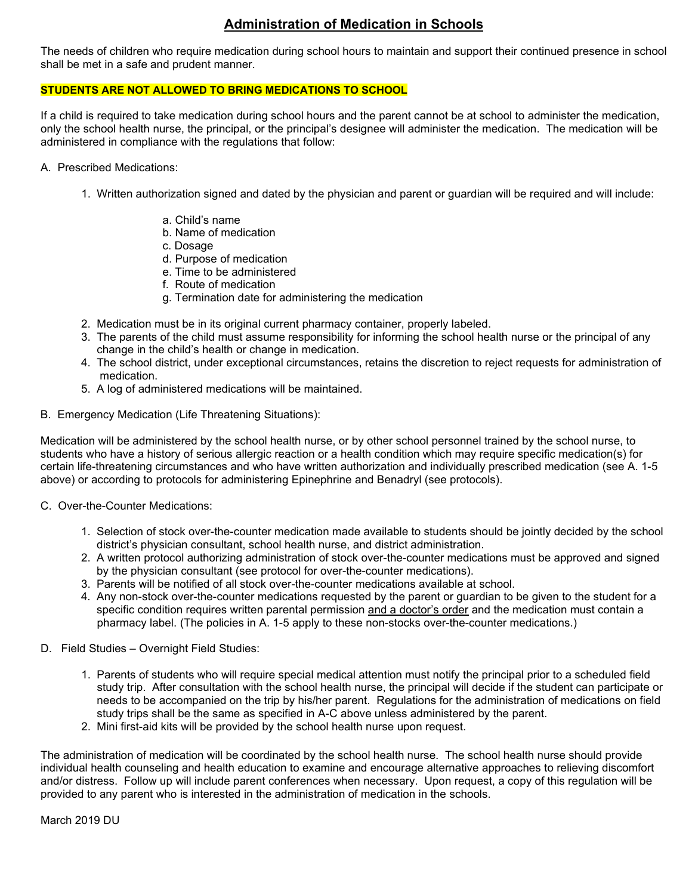# Administration of Medication in Schools

The needs of children who require medication during school hours to maintain and support their continued presence in school shall be met in a safe and prudent manner.

**STUDENTS ARE NOT ALLOWED TO BRING MEDICATIONS TO SCHOOL**

If a child is required to take medication during school hours and the parent cannot be at school to administer the medication, only the school health nurse, the principal, or the principal's designee will administer the medication. The medication will be administered in compliance with the regulations that follow:

A. Prescribed Medications:

1. Written authorization signed and dated by the physician and parent or guardian will be required and will include:
   - a. Child's name
   - b. Name of medication
   - c. Dosage
   - d. Purpose of medication
   - e. Time to be administered
   - f. Route of medication
   - g. Termination date for administering the medication
2. Medication must be in its original current pharmacy container, properly labeled.
3. The parents of the child must assume responsibility for informing the school health nurse or the principal of any change in the child's health or change in medication.
4. The school district, under exceptional circumstances, retains the discretion to reject requests for administration of medication.
5. A log of administered medications will be maintained.

B. Emergency Medication (Life Threatening Situations):

Medication will be administered by the school health nurse, or by other school personnel trained by the school nurse, to students who have a history of serious allergic reaction or a health condition which may require specific medication(s) for certain life-threatening circumstances and who have written authorization and individually prescribed medication (see A. 1-5 above) or according to protocols for administering Epinephrine and Benadryl (see protocols).

C. Over-the-Counter Medications:

1. Selection of stock over-the-counter medication made available to students should be jointly decided by the school district's physician consultant, school health nurse, and district administration.
2. A written protocol authorizing administration of stock over-the-counter medications must be approved and signed by the physician consultant (see protocol for over-the-counter medications).
3. Parents will be notified of all stock over-the-counter medications available at school.
4. Any non-stock over-the-counter medications requested by the parent or guardian to be given to the student for a specific condition requires written parental permission and a doctor's order and the medication must contain a pharmacy label. (The policies in A. 1-5 apply to these non-stocks over-the-counter medications.)

D. Field Studies – Overnight Field Studies:

1. Parents of students who will require special medical attention must notify the principal prior to a scheduled field study trip. After consultation with the school health nurse, the principal will decide if the student can participate or needs to be accompanied on the trip by his/her parent. Regulations for the administration of medications on field study trips shall be the same as specified in A-C above unless administered by the parent.
2. Mini first-aid kits will be provided by the school health nurse upon request.

The administration of medication will be coordinated by the school health nurse. The school health nurse should provide individual health counseling and health education to examine and encourage alternative approaches to relieving discomfort and/or distress. Follow up will include parent conferences when necessary. Upon request, a copy of this regulation will be provided to any parent who is interested in the administration of medication in the schools.

March 2019 DU